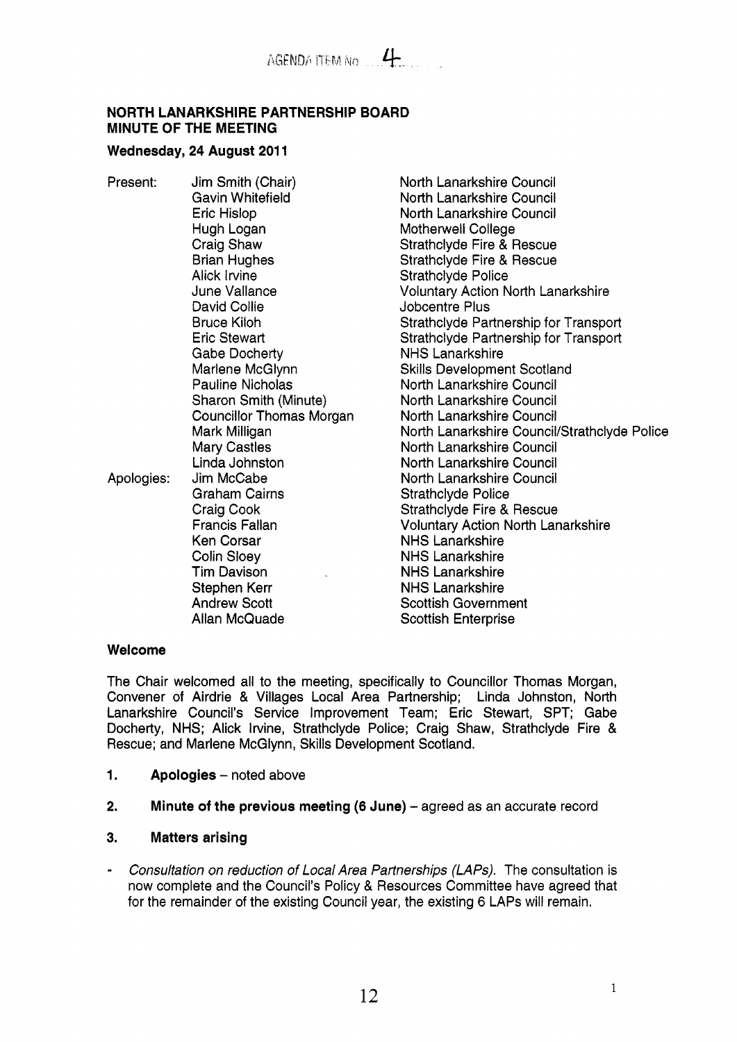AGENDA ITEM No 4

**NORTH LANARKSHIRE PARTNERSHIP BOARD**
**MINUTE OF THE MEETING**

**Wednesday, 24 August 2011**

| | | |
|---|---|---|
| Present: | Jim Smith (Chair) | North Lanarkshire Council |
| | Gavin Whitefield | North Lanarkshire Council |
| | Eric Hislop | North Lanarkshire Council |
| | Hugh Logan | Motherwell College |
| | Craig Shaw | Strathclyde Fire & Rescue |
| | Brian Hughes | Strathclyde Fire & Rescue |
| | Alick Irvine | Strathclyde Police |
| | June Vallance | Voluntary Action North Lanarkshire |
| | David Collie | Jobcentre Plus |
| | Bruce Kiloh | Strathclyde Partnership for Transport |
| | Eric Stewart | Strathclyde Partnership for Transport |
| | Gabe Docherty | NHS Lanarkshire |
| | Marlene McGlynn | Skills Development Scotland |
| | Pauline Nicholas | North Lanarkshire Council |
| | Sharon Smith (Minute) | North Lanarkshire Council |
| | Councillor Thomas Morgan | North Lanarkshire Council |
| | Mark Milligan | North Lanarkshire Council/Strathclyde Police |
| | Mary Castles | North Lanarkshire Council |
| | Linda Johnston | North Lanarkshire Council |
| Apologies: | Jim McCabe | North Lanarkshire Council |
| | Graham Cairns | Strathclyde Police |
| | Craig Cook | Strathclyde Fire & Rescue |
| | Francis Fallan | Voluntary Action North Lanarkshire |
| | Ken Corsar | NHS Lanarkshire |
| | Colin Sloey | NHS Lanarkshire |
| | Tim Davison | NHS Lanarkshire |
| | Stephen Kerr | NHS Lanarkshire |
| | Andrew Scott | Scottish Government |
| | Allan McQuade | Scottish Enterprise |

**Welcome**

The Chair welcomed all to the meeting, specifically to Councillor Thomas Morgan, Convener of Airdrie & Villages Local Area Partnership; Linda Johnston, North Lanarkshire Council's Service Improvement Team; Eric Stewart, SPT; Gabe Docherty, NHS; Alick Irvine, Strathclyde Police; Craig Shaw, Strathclyde Fire & Rescue; and Marlene McGlynn, Skills Development Scotland.

1. **Apologies** – noted above

2. **Minute of the previous meeting (6 June)** – agreed as an accurate record

3. **Matters arising**

- *Consultation on reduction of Local Area Partnerships (LAPs).* The consultation is now complete and the Council's Policy & Resources Committee have agreed that for the remainder of the existing Council year, the existing 6 LAPs will remain.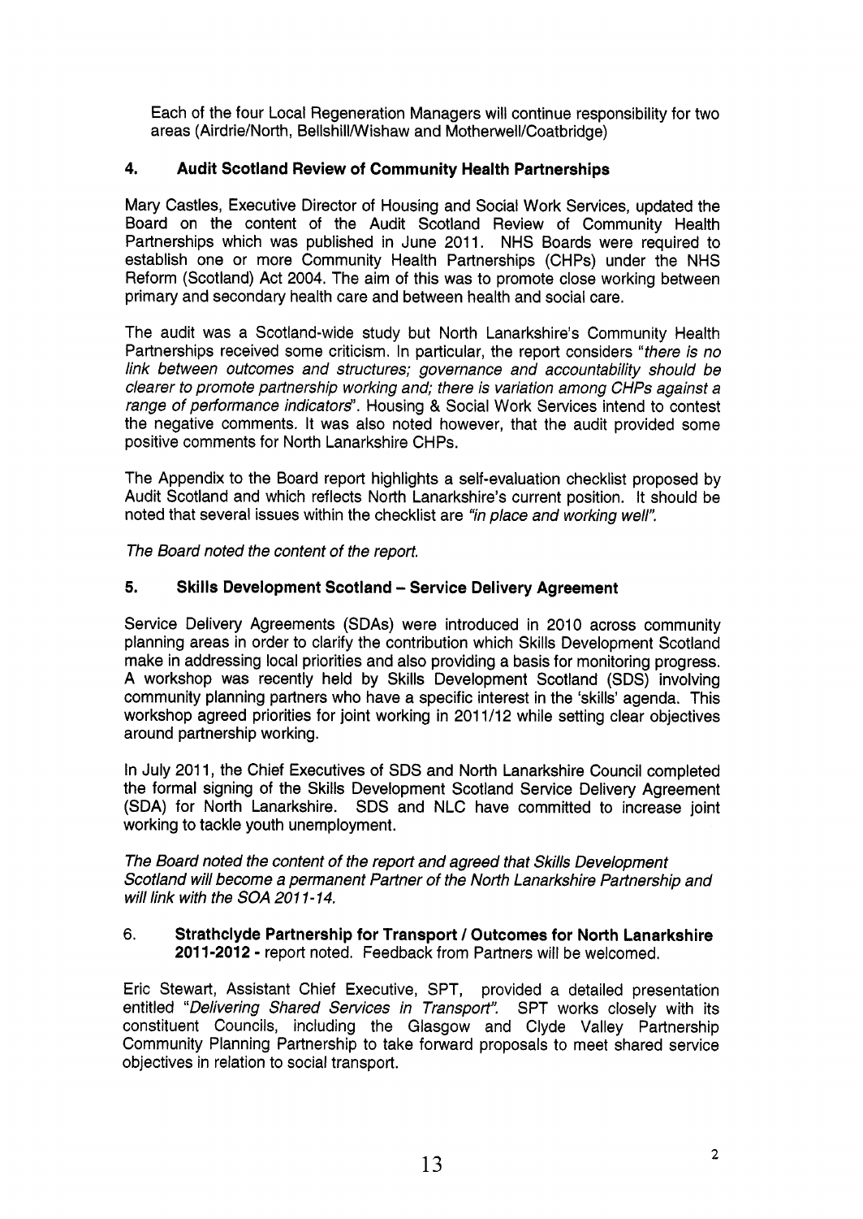Each of the four Local Regeneration Managers will continue responsibility for two areas (Airdrie/North, Bellshill/Wishaw and Motherwell/Coatbridge)

## 4. Audit Scotland Review of Community Health Partnerships

Mary Castles, Executive Director of Housing and Social Work Services, updated the Board on the content of the Audit Scotland Review of Community Health Partnerships which was published in June 2011. NHS Boards were required to establish one or more Community Health Partnerships (CHPs) under the NHS Reform (Scotland) Act 2004. The aim of this was to promote close working between primary and secondary health care and between health and social care.

The audit was a Scotland-wide study but North Lanarkshire's Community Health Partnerships received some criticism. In particular, the report considers "*there is no link between outcomes and structures; governance and accountability should be clearer to promote partnership working and; there is variation among CHPs against a range of performance indicators*". Housing & Social Work Services intend to contest the negative comments. It was also noted however, that the audit provided some positive comments for North Lanarkshire CHPs.

The Appendix to the Board report highlights a self-evaluation checklist proposed by Audit Scotland and which reflects North Lanarkshire's current position. It should be noted that several issues within the checklist are *"in place and working well"*.

*The Board noted the content of the report.*

## 5. Skills Development Scotland – Service Delivery Agreement

Service Delivery Agreements (SDAs) were introduced in 2010 across community planning areas in order to clarify the contribution which Skills Development Scotland make in addressing local priorities and also providing a basis for monitoring progress. A workshop was recently held by Skills Development Scotland (SDS) involving community planning partners who have a specific interest in the 'skills' agenda. This workshop agreed priorities for joint working in 2011/12 while setting clear objectives around partnership working.

In July 2011, the Chief Executives of SDS and North Lanarkshire Council completed the formal signing of the Skills Development Scotland Service Delivery Agreement (SDA) for North Lanarkshire. SDS and NLC have committed to increase joint working to tackle youth unemployment.

*The Board noted the content of the report and agreed that Skills Development Scotland will become a permanent Partner of the North Lanarkshire Partnership and will link with the SOA 2011-14.*

## 6. Strathclyde Partnership for Transport / Outcomes for North Lanarkshire 2011-2012 - report noted. Feedback from Partners will be welcomed.

Eric Stewart, Assistant Chief Executive, SPT, provided a detailed presentation entitled *"Delivering Shared Services in Transport"*. SPT works closely with its constituent Councils, including the Glasgow and Clyde Valley Partnership Community Planning Partnership to take forward proposals to meet shared service objectives in relation to social transport.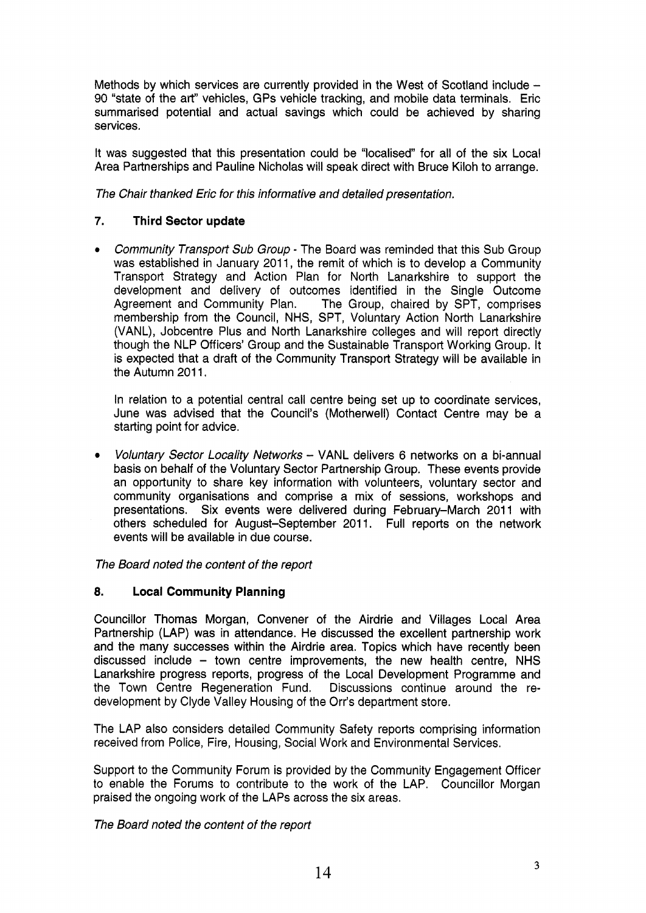Methods by which services are currently provided in the West of Scotland include – 90 "state of the art" vehicles, GPs vehicle tracking, and mobile data terminals. Eric summarised potential and actual savings which could be achieved by sharing services.

It was suggested that this presentation could be "localised" for all of the six Local Area Partnerships and Pauline Nicholas will speak direct with Bruce Kiloh to arrange.

*The Chair thanked Eric for this informative and detailed presentation.*

## 7. Third Sector update

- *Community Transport Sub Group* - The Board was reminded that this Sub Group was established in January 2011, the remit of which is to develop a Community Transport Strategy and Action Plan for North Lanarkshire to support the development and delivery of outcomes identified in the Single Outcome Agreement and Community Plan. The Group, chaired by SPT, comprises membership from the Council, NHS, SPT, Voluntary Action North Lanarkshire (VANL), Jobcentre Plus and North Lanarkshire colleges and will report directly though the NLP Officers' Group and the Sustainable Transport Working Group. It is expected that a draft of the Community Transport Strategy will be available in the Autumn 2011.

  In relation to a potential central call centre being set up to coordinate services, June was advised that the Council's (Motherwell) Contact Centre may be a starting point for advice.

- *Voluntary Sector Locality Networks* – VANL delivers 6 networks on a bi-annual basis on behalf of the Voluntary Sector Partnership Group. These events provide an opportunity to share key information with volunteers, voluntary sector and community organisations and comprise a mix of sessions, workshops and presentations. Six events were delivered during February–March 2011 with others scheduled for August–September 2011. Full reports on the network events will be available in due course.

*The Board noted the content of the report*

## 8. Local Community Planning

Councillor Thomas Morgan, Convener of the Airdrie and Villages Local Area Partnership (LAP) was in attendance. He discussed the excellent partnership work and the many successes within the Airdrie area. Topics which have recently been discussed include – town centre improvements, the new health centre, NHS Lanarkshire progress reports, progress of the Local Development Programme and the Town Centre Regeneration Fund. Discussions continue around the re-development by Clyde Valley Housing of the Orr's department store.

The LAP also considers detailed Community Safety reports comprising information received from Police, Fire, Housing, Social Work and Environmental Services.

Support to the Community Forum is provided by the Community Engagement Officer to enable the Forums to contribute to the work of the LAP. Councillor Morgan praised the ongoing work of the LAPs across the six areas.

*The Board noted the content of the report*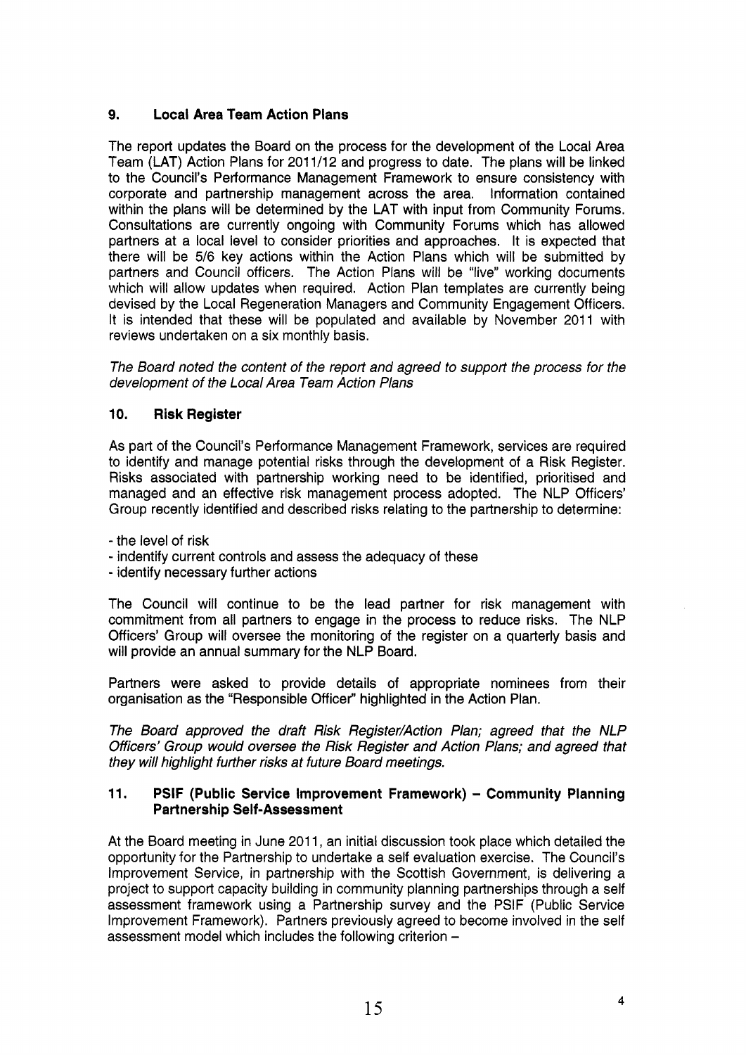## 9. Local Area Team Action Plans

The report updates the Board on the process for the development of the Local Area Team (LAT) Action Plans for 2011/12 and progress to date. The plans will be linked to the Council's Performance Management Framework to ensure consistency with corporate and partnership management across the area. Information contained within the plans will be determined by the LAT with input from Community Forums. Consultations are currently ongoing with Community Forums which has allowed partners at a local level to consider priorities and approaches. It is expected that there will be 5/6 key actions within the Action Plans which will be submitted by partners and Council officers. The Action Plans will be "live" working documents which will allow updates when required. Action Plan templates are currently being devised by the Local Regeneration Managers and Community Engagement Officers. It is intended that these will be populated and available by November 2011 with reviews undertaken on a six monthly basis.

*The Board noted the content of the report and agreed to support the process for the development of the Local Area Team Action Plans*

## 10. Risk Register

As part of the Council's Performance Management Framework, services are required to identify and manage potential risks through the development of a Risk Register. Risks associated with partnership working need to be identified, prioritised and managed and an effective risk management process adopted. The NLP Officers' Group recently identified and described risks relating to the partnership to determine:

- the level of risk
- indentify current controls and assess the adequacy of these
- identify necessary further actions

The Council will continue to be the lead partner for risk management with commitment from all partners to engage in the process to reduce risks. The NLP Officers' Group will oversee the monitoring of the register on a quarterly basis and will provide an annual summary for the NLP Board.

Partners were asked to provide details of appropriate nominees from their organisation as the "Responsible Officer" highlighted in the Action Plan.

*The Board approved the draft Risk Register/Action Plan; agreed that the NLP Officers' Group would oversee the Risk Register and Action Plans; and agreed that they will highlight further risks at future Board meetings.*

## 11. PSIF (Public Service Improvement Framework) – Community Planning Partnership Self-Assessment

At the Board meeting in June 2011, an initial discussion took place which detailed the opportunity for the Partnership to undertake a self evaluation exercise. The Council's Improvement Service, in partnership with the Scottish Government, is delivering a project to support capacity building in community planning partnerships through a self assessment framework using a Partnership survey and the PSIF (Public Service Improvement Framework). Partners previously agreed to become involved in the self assessment model which includes the following criterion –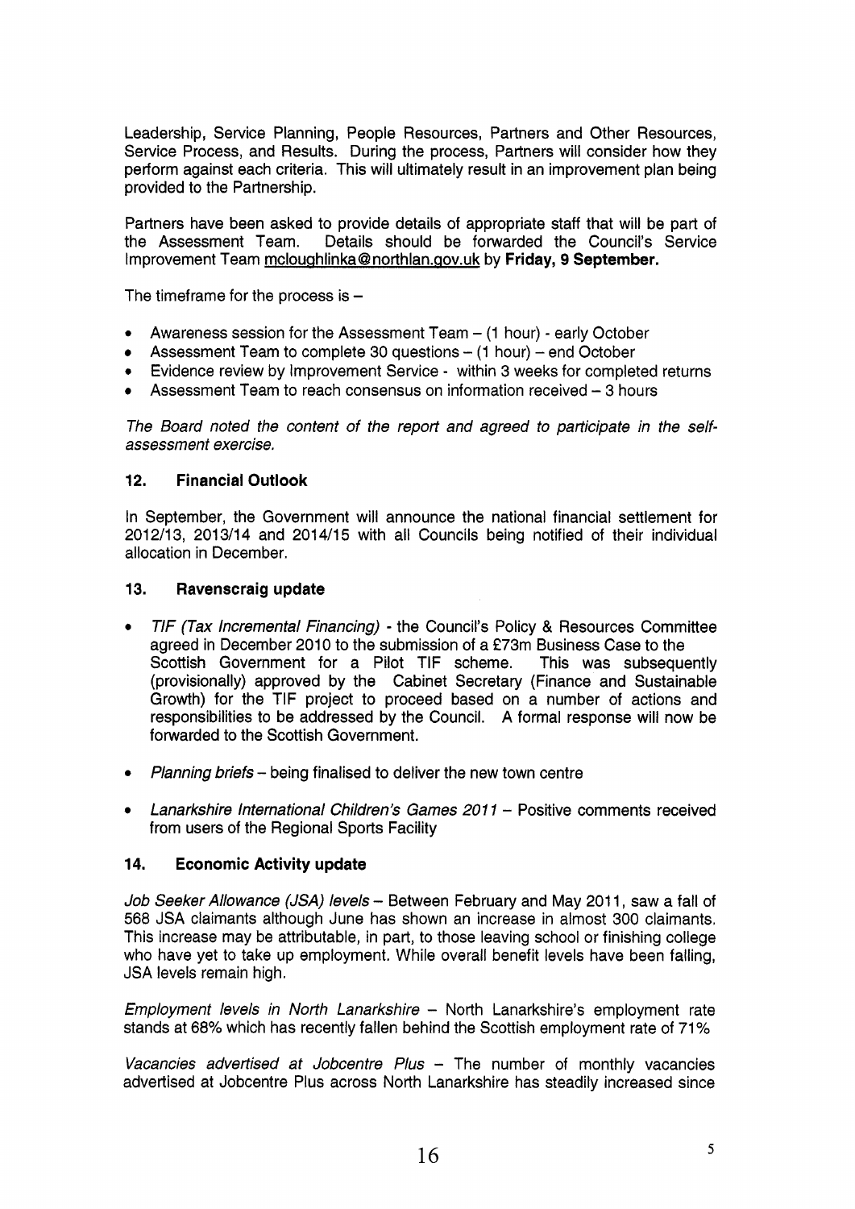Leadership, Service Planning, People Resources, Partners and Other Resources, Service Process, and Results. During the process, Partners will consider how they perform against each criteria. This will ultimately result in an improvement plan being provided to the Partnership.

Partners have been asked to provide details of appropriate staff that will be part of the Assessment Team. Details should be forwarded the Council's Service Improvement Team mcloughlinka@northlan.gov.uk by **Friday, 9 September.**

The timeframe for the process is –

- Awareness session for the Assessment Team – (1 hour) - early October
- Assessment Team to complete 30 questions – (1 hour) – end October
- Evidence review by Improvement Service - within 3 weeks for completed returns
- Assessment Team to reach consensus on information received – 3 hours

*The Board noted the content of the report and agreed to participate in the self-assessment exercise.*

## 12. Financial Outlook

In September, the Government will announce the national financial settlement for 2012/13, 2013/14 and 2014/15 with all Councils being notified of their individual allocation in December.

## 13. Ravenscraig update

- *TIF (Tax Incremental Financing)* - the Council's Policy & Resources Committee agreed in December 2010 to the submission of a £73m Business Case to the Scottish Government for a Pilot TIF scheme. This was subsequently (provisionally) approved by the Cabinet Secretary (Finance and Sustainable Growth) for the TIF project to proceed based on a number of actions and responsibilities to be addressed by the Council. A formal response will now be forwarded to the Scottish Government.

- *Planning briefs* – being finalised to deliver the new town centre

- *Lanarkshire International Children's Games 2011* – Positive comments received from users of the Regional Sports Facility

## 14. Economic Activity update

*Job Seeker Allowance (JSA) levels* – Between February and May 2011, saw a fall of 568 JSA claimants although June has shown an increase in almost 300 claimants. This increase may be attributable, in part, to those leaving school or finishing college who have yet to take up employment. While overall benefit levels have been falling, JSA levels remain high.

*Employment levels in North Lanarkshire* – North Lanarkshire's employment rate stands at 68% which has recently fallen behind the Scottish employment rate of 71%

*Vacancies advertised at Jobcentre Plus* – The number of monthly vacancies advertised at Jobcentre Plus across North Lanarkshire has steadily increased since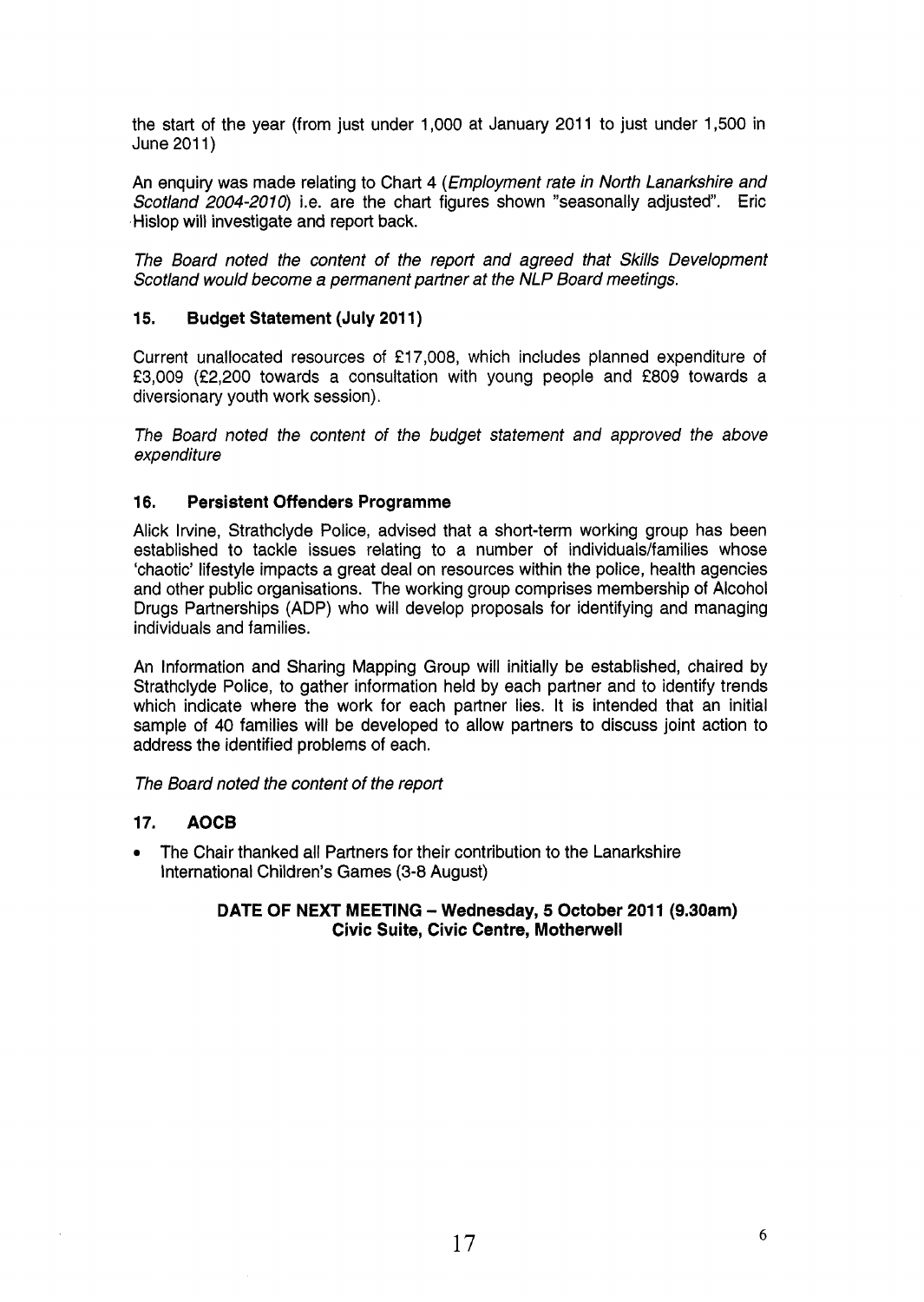the start of the year (from just under 1,000 at January 2011 to just under 1,500 in June 2011)

An enquiry was made relating to Chart 4 (*Employment rate in North Lanarkshire and Scotland 2004-2010*) i.e. are the chart figures shown "seasonally adjusted". Eric Hislop will investigate and report back.

*The Board noted the content of the report and agreed that Skills Development Scotland would become a permanent partner at the NLP Board meetings.*

### 15. Budget Statement (July 2011)

Current unallocated resources of £17,008, which includes planned expenditure of £3,009 (£2,200 towards a consultation with young people and £809 towards a diversionary youth work session).

*The Board noted the content of the budget statement and approved the above expenditure*

### 16. Persistent Offenders Programme

Alick Irvine, Strathclyde Police, advised that a short-term working group has been established to tackle issues relating to a number of individuals/families whose 'chaotic' lifestyle impacts a great deal on resources within the police, health agencies and other public organisations. The working group comprises membership of Alcohol Drugs Partnerships (ADP) who will develop proposals for identifying and managing individuals and families.

An Information and Sharing Mapping Group will initially be established, chaired by Strathclyde Police, to gather information held by each partner and to identify trends which indicate where the work for each partner lies. It is intended that an initial sample of 40 families will be developed to allow partners to discuss joint action to address the identified problems of each.

*The Board noted the content of the report*

### 17. AOCB

- The Chair thanked all Partners for their contribution to the Lanarkshire International Children's Games (3-8 August)

**DATE OF NEXT MEETING – Wednesday, 5 October 2011 (9.30am)**
**Civic Suite, Civic Centre, Motherwell**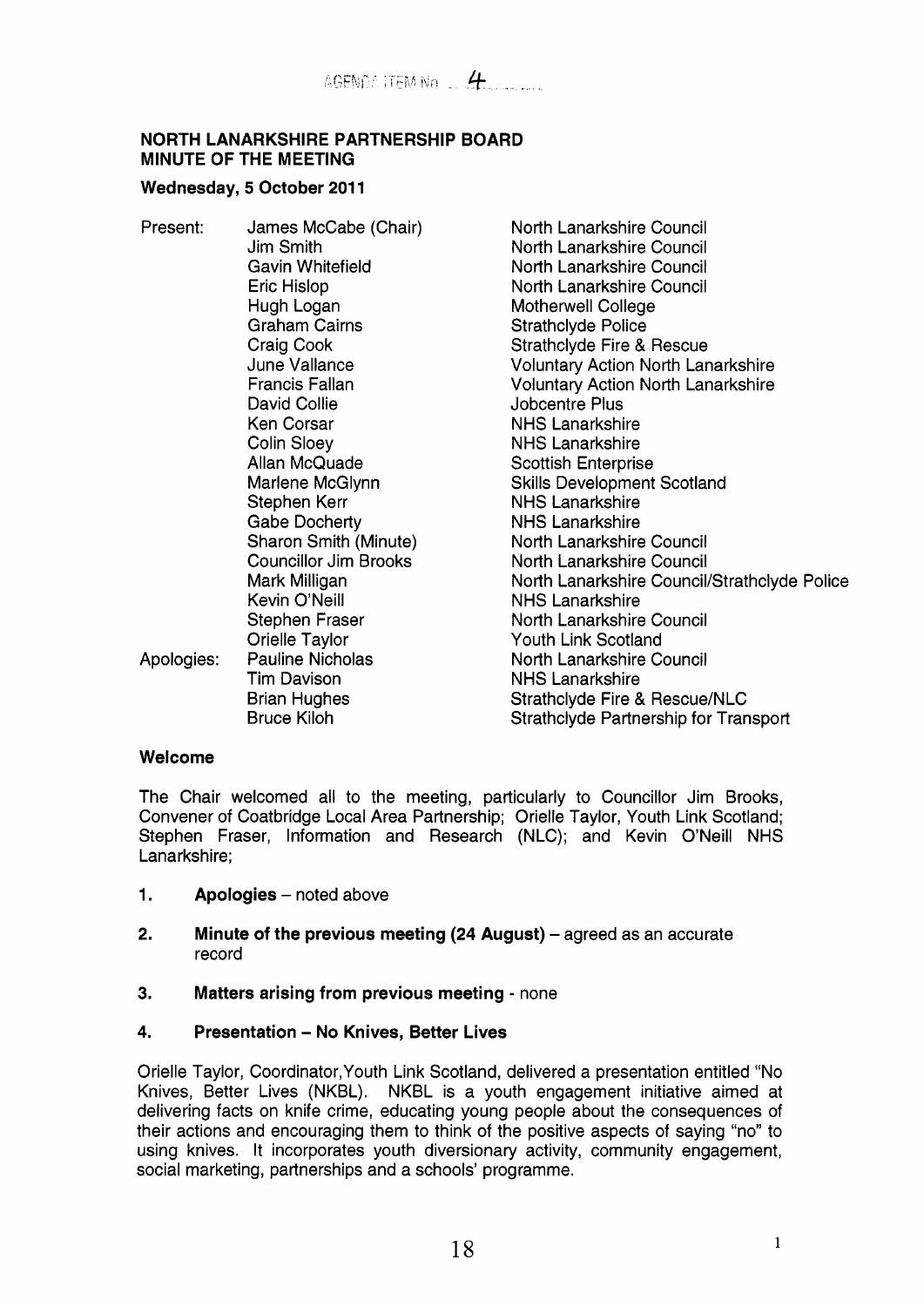AGENDA ITEM No 4

## NORTH LANARKSHIRE PARTNERSHIP BOARD
## MINUTE OF THE MEETING

**Wednesday, 5 October 2011**

| | | |
|---|---|---|
| Present: | James McCabe (Chair) | North Lanarkshire Council |
| | Jim Smith | North Lanarkshire Council |
| | Gavin Whitefield | North Lanarkshire Council |
| | Eric Hislop | North Lanarkshire Council |
| | Hugh Logan | Motherwell College |
| | Graham Cairns | Strathclyde Police |
| | Craig Cook | Strathclyde Fire & Rescue |
| | June Vallance | Voluntary Action North Lanarkshire |
| | Francis Fallan | Voluntary Action North Lanarkshire |
| | David Collie | Jobcentre Plus |
| | Ken Corsar | NHS Lanarkshire |
| | Colin Sloey | NHS Lanarkshire |
| | Allan McQuade | Scottish Enterprise |
| | Marlene McGlynn | Skills Development Scotland |
| | Stephen Kerr | NHS Lanarkshire |
| | Gabe Docherty | NHS Lanarkshire |
| | Sharon Smith (Minute) | North Lanarkshire Council |
| | Councillor Jim Brooks | North Lanarkshire Council |
| | Mark Milligan | North Lanarkshire Council/Strathclyde Police |
| | Kevin O'Neill | NHS Lanarkshire |
| | Stephen Fraser | North Lanarkshire Council |
| | Orielle Taylor | Youth Link Scotland |
| Apologies: | Pauline Nicholas | North Lanarkshire Council |
| | Tim Davison | NHS Lanarkshire |
| | Brian Hughes | Strathclyde Fire & Rescue/NLC |
| | Bruce Kiloh | Strathclyde Partnership for Transport |

### Welcome

The Chair welcomed all to the meeting, particularly to Councillor Jim Brooks, Convener of Coatbridge Local Area Partnership; Orielle Taylor, Youth Link Scotland; Stephen Fraser, Information and Research (NLC); and Kevin O'Neill NHS Lanarkshire;

1. **Apologies** – noted above

2. **Minute of the previous meeting (24 August)** – agreed as an accurate record

3. **Matters arising from previous meeting** - none

4. **Presentation – No Knives, Better Lives**

Orielle Taylor, Coordinator,Youth Link Scotland, delivered a presentation entitled "No Knives, Better Lives (NKBL). NKBL is a youth engagement initiative aimed at delivering facts on knife crime, educating young people about the consequences of their actions and encouraging them to think of the positive aspects of saying "no" to using knives. It incorporates youth diversionary activity, community engagement, social marketing, partnerships and a schools' programme.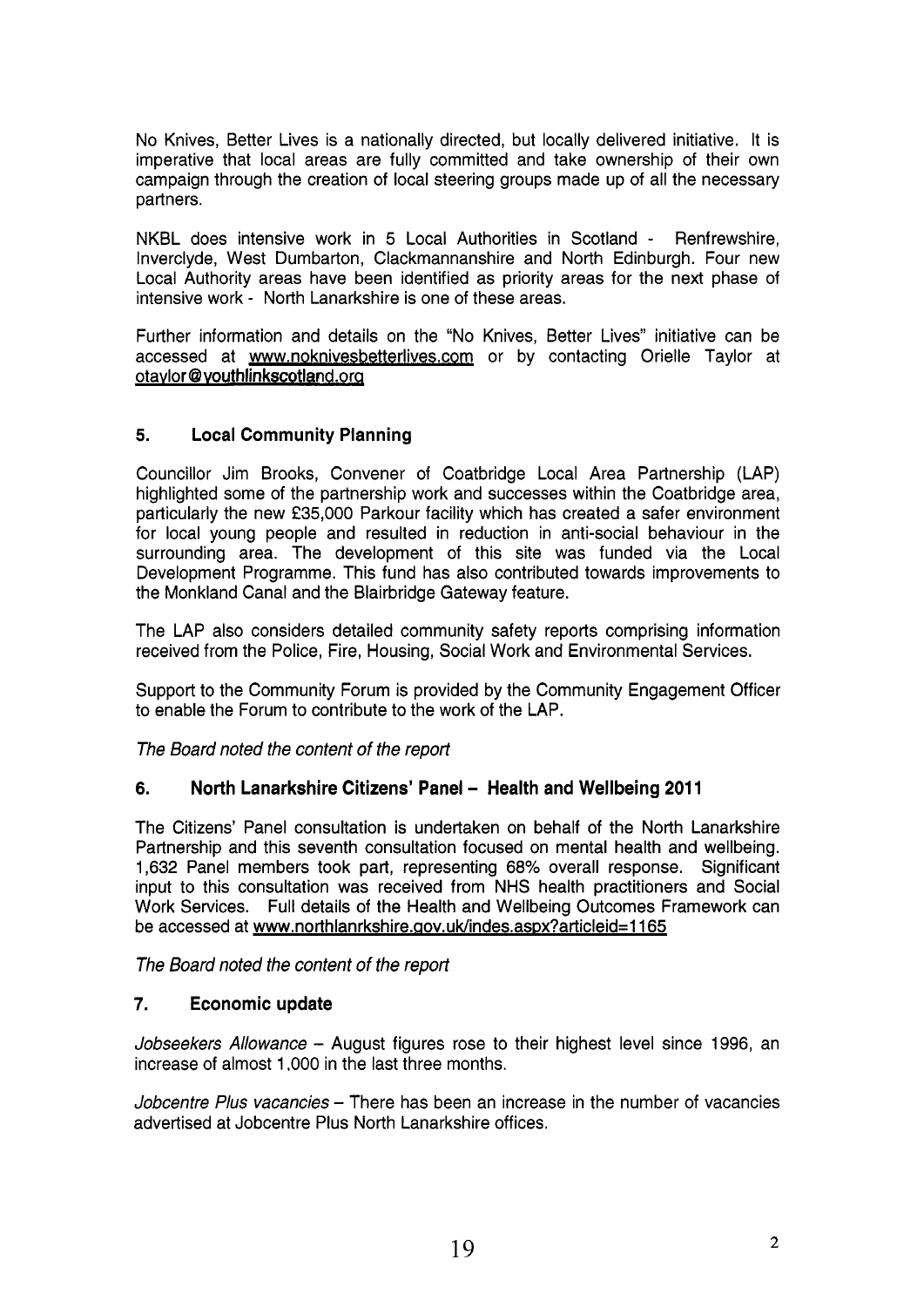No Knives, Better Lives is a nationally directed, but locally delivered initiative. It is imperative that local areas are fully committed and take ownership of their own campaign through the creation of local steering groups made up of all the necessary partners.

NKBL does intensive work in 5 Local Authorities in Scotland - Renfrewshire, Inverclyde, West Dumbarton, Clackmannanshire and North Edinburgh. Four new Local Authority areas have been identified as priority areas for the next phase of intensive work - North Lanarkshire is one of these areas.

Further information and details on the "No Knives, Better Lives" initiative can be accessed at www.noknivesbetterlives.com or by contacting Orielle Taylor at otaylor@youthlinkscotland.org

## 5. Local Community Planning

Councillor Jim Brooks, Convener of Coatbridge Local Area Partnership (LAP) highlighted some of the partnership work and successes within the Coatbridge area, particularly the new £35,000 Parkour facility which has created a safer environment for local young people and resulted in reduction in anti-social behaviour in the surrounding area. The development of this site was funded via the Local Development Programme. This fund has also contributed towards improvements to the Monkland Canal and the Blairbridge Gateway feature.

The LAP also considers detailed community safety reports comprising information received from the Police, Fire, Housing, Social Work and Environmental Services.

Support to the Community Forum is provided by the Community Engagement Officer to enable the Forum to contribute to the work of the LAP.

*The Board noted the content of the report*

## 6. North Lanarkshire Citizens' Panel – Health and Wellbeing 2011

The Citizens' Panel consultation is undertaken on behalf of the North Lanarkshire Partnership and this seventh consultation focused on mental health and wellbeing. 1,632 Panel members took part, representing 68% overall response. Significant input to this consultation was received from NHS health practitioners and Social Work Services. Full details of the Health and Wellbeing Outcomes Framework can be accessed at www.northlanrkshire.gov.uk/indes.aspx?articleid=1165

*The Board noted the content of the report*

## 7. Economic update

*Jobseekers Allowance* – August figures rose to their highest level since 1996, an increase of almost 1,000 in the last three months.

*Jobcentre Plus vacancies* – There has been an increase in the number of vacancies advertised at Jobcentre Plus North Lanarkshire offices.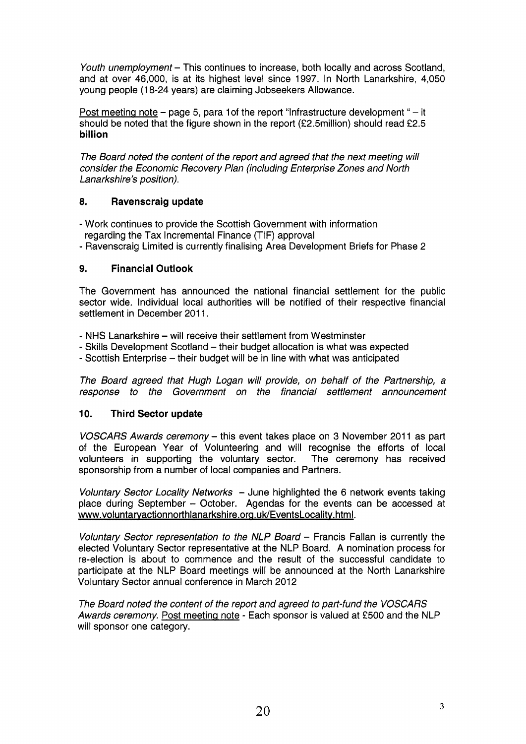*Youth unemployment* – This continues to increase, both locally and across Scotland, and at over 46,000, is at its highest level since 1997. In North Lanarkshire, 4,050 young people (18-24 years) are claiming Jobseekers Allowance.

Post meeting note – page 5, para 1of the report "Infrastructure development " – it should be noted that the figure shown in the report (£2.5million) should read £2.5 **billion**

*The Board noted the content of the report and agreed that the next meeting will consider the Economic Recovery Plan (including Enterprise Zones and North Lanarkshire's position).*

## 8. Ravenscraig update

- Work continues to provide the Scottish Government with information regarding the Tax Incremental Finance (TIF) approval
- Ravenscraig Limited is currently finalising Area Development Briefs for Phase 2

## 9. Financial Outlook

The Government has announced the national financial settlement for the public sector wide. Individual local authorities will be notified of their respective financial settlement in December 2011.

- NHS Lanarkshire – will receive their settlement from Westminster
- Skills Development Scotland – their budget allocation is what was expected
- Scottish Enterprise – their budget will be in line with what was anticipated

*The Board agreed that Hugh Logan will provide, on behalf of the Partnership, a response to the Government on the financial settlement announcement*

## 10. Third Sector update

*VOSCARS Awards ceremony* – this event takes place on 3 November 2011 as part of the European Year of Volunteering and will recognise the efforts of local volunteers in supporting the voluntary sector. The ceremony has received sponsorship from a number of local companies and Partners.

*Voluntary Sector Locality Networks* – June highlighted the 6 network events taking place during September – October. Agendas for the events can be accessed at www.voluntaryactionnorthlanarkshire.org.uk/EventsLocality.html.

*Voluntary Sector representation to the NLP Board* – Francis Fallan is currently the elected Voluntary Sector representative at the NLP Board. A nomination process for re-election is about to commence and the result of the successful candidate to participate at the NLP Board meetings will be announced at the North Lanarkshire Voluntary Sector annual conference in March 2012

*The Board noted the content of the report and agreed to part-fund the VOSCARS Awards ceremony.* Post meeting note - Each sponsor is valued at £500 and the NLP will sponsor one category.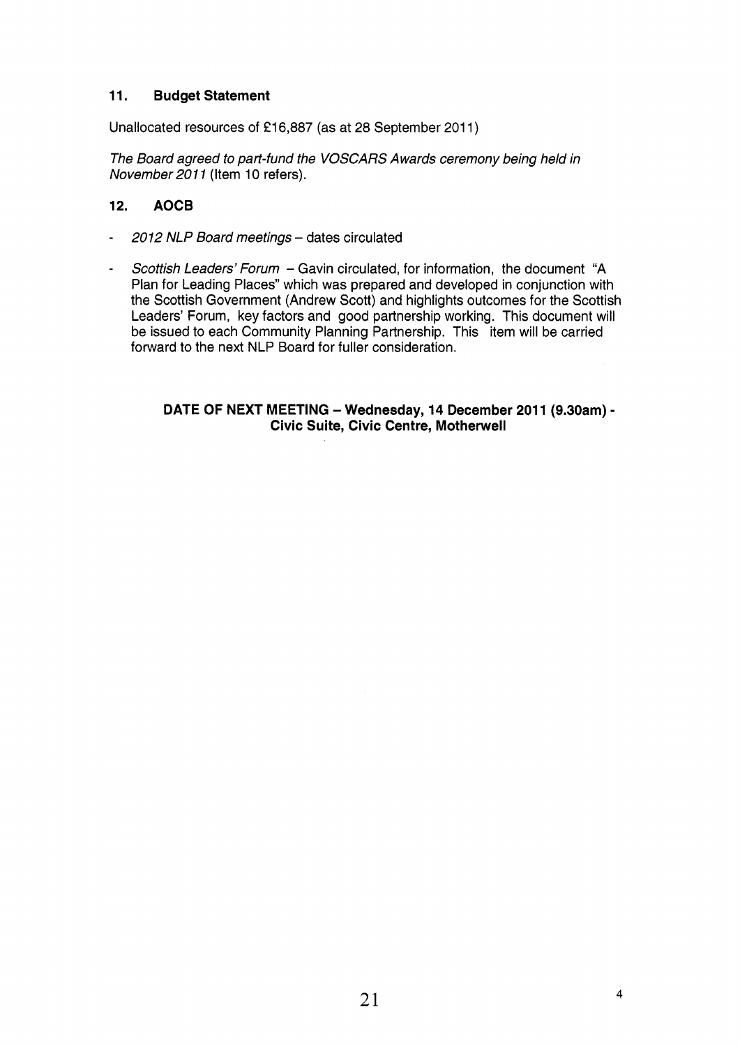## 11. Budget Statement

Unallocated resources of £16,887 (as at 28 September 2011)

*The Board agreed to part-fund the VOSCARS Awards ceremony being held in November 2011* (Item 10 refers).

## 12. AOCB

- *2012 NLP Board meetings* – dates circulated
- *Scottish Leaders' Forum* – Gavin circulated, for information, the document "A Plan for Leading Places" which was prepared and developed in conjunction with the Scottish Government (Andrew Scott) and highlights outcomes for the Scottish Leaders' Forum, key factors and good partnership working. This document will be issued to each Community Planning Partnership. This item will be carried forward to the next NLP Board for fuller consideration.

**DATE OF NEXT MEETING – Wednesday, 14 December 2011 (9.30am) - Civic Suite, Civic Centre, Motherwell**